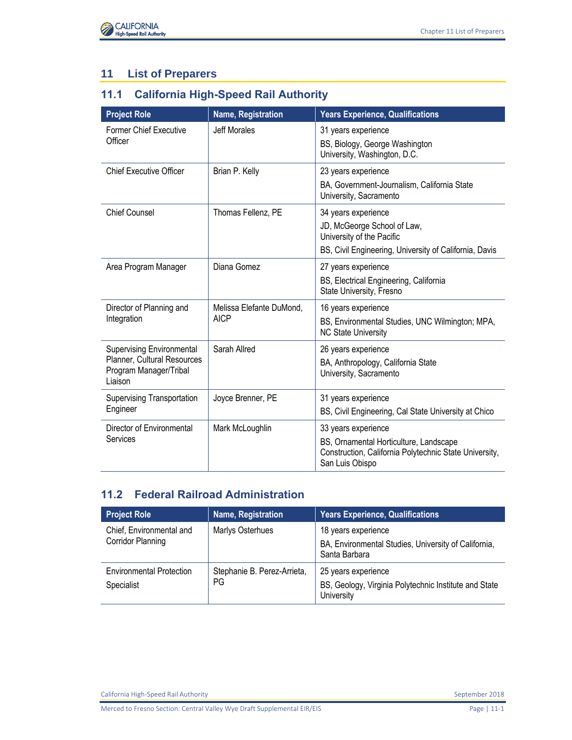# 11 List of Preparers

## 11.1 California High-Speed Rail Authority

| Project Role | Name, Registration | Years Experience, Qualifications |
|---|---|---|
| Former Chief Executive Officer | Jeff Morales | 31 years experience<br>BS, Biology, George Washington University, Washington, D.C. |
| Chief Executive Officer | Brian P. Kelly | 23 years experience<br>BA, Government-Journalism, California State University, Sacramento |
| Chief Counsel | Thomas Fellenz, PE | 34 years experience<br>JD, McGeorge School of Law, University of the Pacific<br>BS, Civil Engineering, University of California, Davis |
| Area Program Manager | Diana Gomez | 27 years experience<br>BS, Electrical Engineering, California State University, Fresno |
| Director of Planning and Integration | Melissa Elefante DuMond, AICP | 16 years experience<br>BS, Environmental Studies, UNC Wilmington; MPA, NC State University |
| Supervising Environmental Planner, Cultural Resources Program Manager/Tribal Liaison | Sarah Allred | 26 years experience<br>BA, Anthropology, California State University, Sacramento |
| Supervising Transportation Engineer | Joyce Brenner, PE | 31 years experience<br>BS, Civil Engineering, Cal State University at Chico |
| Director of Environmental Services | Mark McLoughlin | 33 years experience<br>BS, Ornamental Horticulture, Landscape Construction, California Polytechnic State University, San Luis Obispo |

## 11.2 Federal Railroad Administration

| Project Role | Name, Registration | Years Experience, Qualifications |
|---|---|---|
| Chief, Environmental and Corridor Planning | Marlys Osterhues | 18 years experience<br>BA, Environmental Studies, University of California, Santa Barbara |
| Environmental Protection Specialist | Stephanie B. Perez-Arrieta, PG | 25 years experience<br>BS, Geology, Virginia Polytechnic Institute and State University |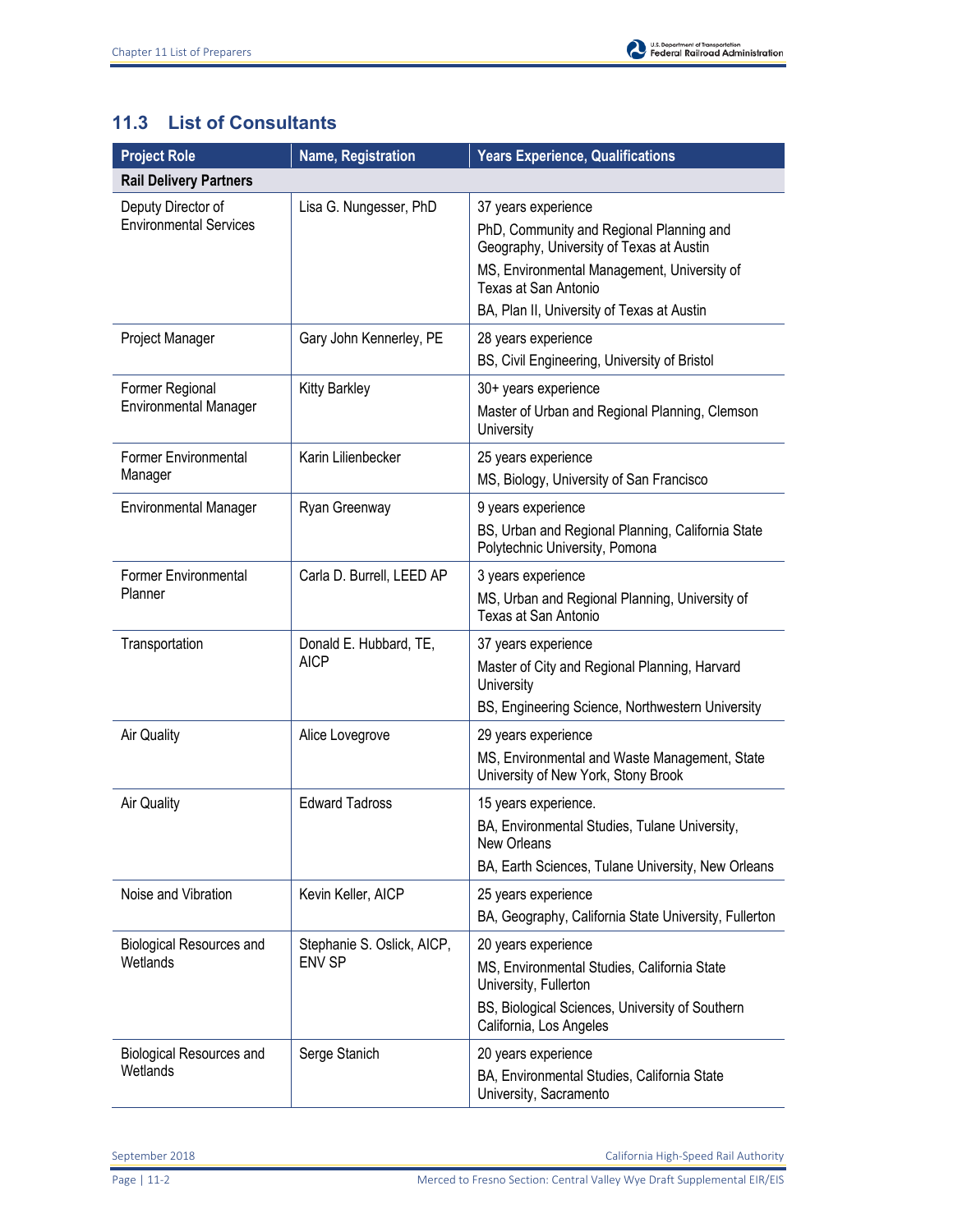## 11.3 List of Consultants

| Project Role | Name, Registration | Years Experience, Qualifications |
|---|---|---|
| **Rail Delivery Partners** | | |
| Deputy Director of Environmental Services | Lisa G. Nungesser, PhD | 37 years experience<br>PhD, Community and Regional Planning and Geography, University of Texas at Austin<br>MS, Environmental Management, University of Texas at San Antonio<br>BA, Plan II, University of Texas at Austin |
| Project Manager | Gary John Kennerley, PE | 28 years experience<br>BS, Civil Engineering, University of Bristol |
| Former Regional Environmental Manager | Kitty Barkley | 30+ years experience<br>Master of Urban and Regional Planning, Clemson University |
| Former Environmental Manager | Karin Lilienbecker | 25 years experience<br>MS, Biology, University of San Francisco |
| Environmental Manager | Ryan Greenway | 9 years experience<br>BS, Urban and Regional Planning, California State Polytechnic University, Pomona |
| Former Environmental Planner | Carla D. Burrell, LEED AP | 3 years experience<br>MS, Urban and Regional Planning, University of Texas at San Antonio |
| Transportation | Donald E. Hubbard, TE, AICP | 37 years experience<br>Master of City and Regional Planning, Harvard University<br>BS, Engineering Science, Northwestern University |
| Air Quality | Alice Lovegrove | 29 years experience<br>MS, Environmental and Waste Management, State University of New York, Stony Brook |
| Air Quality | Edward Tadross | 15 years experience.<br>BA, Environmental Studies, Tulane University, New Orleans<br>BA, Earth Sciences, Tulane University, New Orleans |
| Noise and Vibration | Kevin Keller, AICP | 25 years experience<br>BA, Geography, California State University, Fullerton |
| Biological Resources and Wetlands | Stephanie S. Oslick, AICP, ENV SP | 20 years experience<br>MS, Environmental Studies, California State University, Fullerton<br>BS, Biological Sciences, University of Southern California, Los Angeles |
| Biological Resources and Wetlands | Serge Stanich | 20 years experience<br>BA, Environmental Studies, California State University, Sacramento |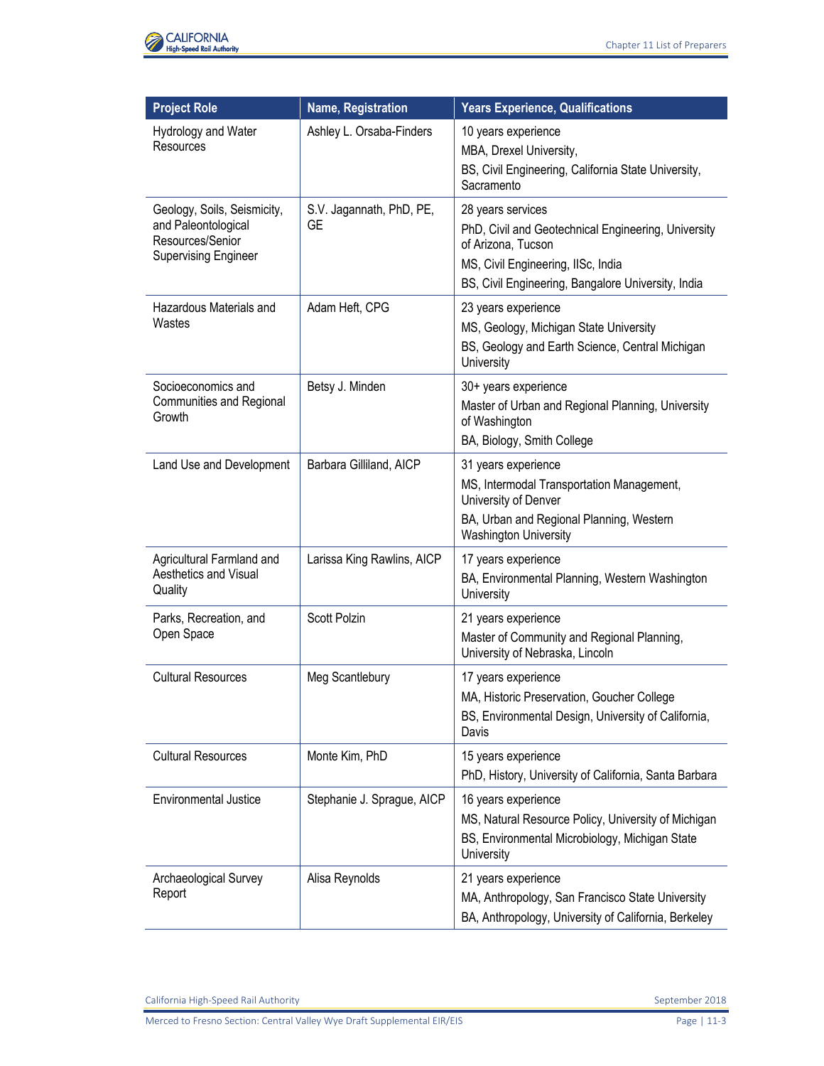| Project Role | Name, Registration | Years Experience, Qualifications |
|---|---|---|
| Hydrology and Water Resources | Ashley L. Orsaba-Finders | 10 years experience<br>MBA, Drexel University,<br>BS, Civil Engineering, California State University, Sacramento |
| Geology, Soils, Seismicity, and Paleontological Resources/Senior Supervising Engineer | S.V. Jagannath, PhD, PE, GE | 28 years services<br>PhD, Civil and Geotechnical Engineering, University of Arizona, Tucson<br>MS, Civil Engineering, IISc, India<br>BS, Civil Engineering, Bangalore University, India |
| Hazardous Materials and Wastes | Adam Heft, CPG | 23 years experience<br>MS, Geology, Michigan State University<br>BS, Geology and Earth Science, Central Michigan University |
| Socioeconomics and Communities and Regional Growth | Betsy J. Minden | 30+ years experience<br>Master of Urban and Regional Planning, University of Washington<br>BA, Biology, Smith College |
| Land Use and Development | Barbara Gilliland, AICP | 31 years experience<br>MS, Intermodal Transportation Management, University of Denver<br>BA, Urban and Regional Planning, Western Washington University |
| Agricultural Farmland and Aesthetics and Visual Quality | Larissa King Rawlins, AICP | 17 years experience<br>BA, Environmental Planning, Western Washington University |
| Parks, Recreation, and Open Space | Scott Polzin | 21 years experience<br>Master of Community and Regional Planning, University of Nebraska, Lincoln |
| Cultural Resources | Meg Scantlebury | 17 years experience<br>MA, Historic Preservation, Goucher College<br>BS, Environmental Design, University of California, Davis |
| Cultural Resources | Monte Kim, PhD | 15 years experience<br>PhD, History, University of California, Santa Barbara |
| Environmental Justice | Stephanie J. Sprague, AICP | 16 years experience<br>MS, Natural Resource Policy, University of Michigan<br>BS, Environmental Microbiology, Michigan State University |
| Archaeological Survey Report | Alisa Reynolds | 21 years experience<br>MA, Anthropology, San Francisco State University<br>BA, Anthropology, University of California, Berkeley |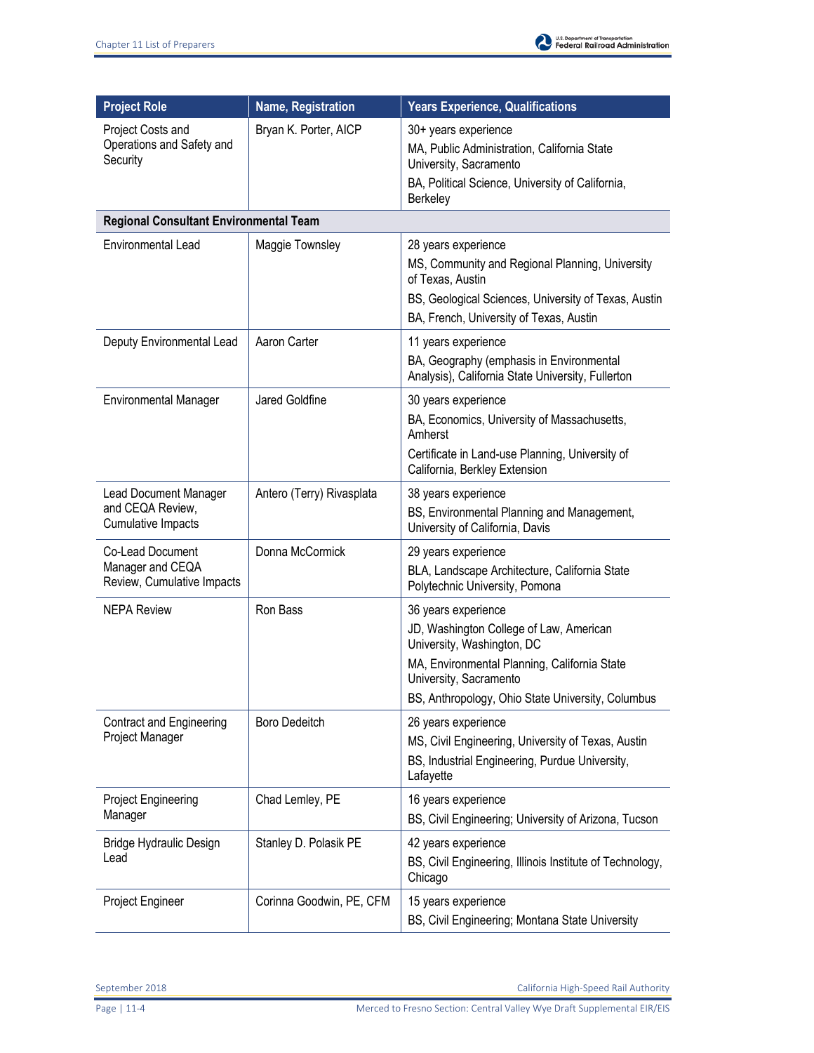| Project Role | Name, Registration | Years Experience, Qualifications |
|---|---|---|
| Project Costs and Operations and Safety and Security | Bryan K. Porter, AICP | 30+ years experience<br>MA, Public Administration, California State University, Sacramento<br>BA, Political Science, University of California, Berkeley |
| **Regional Consultant Environmental Team** | | |
| Environmental Lead | Maggie Townsley | 28 years experience<br>MS, Community and Regional Planning, University of Texas, Austin<br>BS, Geological Sciences, University of Texas, Austin<br>BA, French, University of Texas, Austin |
| Deputy Environmental Lead | Aaron Carter | 11 years experience<br>BA, Geography (emphasis in Environmental Analysis), California State University, Fullerton |
| Environmental Manager | Jared Goldfine | 30 years experience<br>BA, Economics, University of Massachusetts, Amherst<br>Certificate in Land-use Planning, University of California, Berkley Extension |
| Lead Document Manager and CEQA Review, Cumulative Impacts | Antero (Terry) Rivasplata | 38 years experience<br>BS, Environmental Planning and Management, University of California, Davis |
| Co-Lead Document Manager and CEQA Review, Cumulative Impacts | Donna McCormick | 29 years experience<br>BLA, Landscape Architecture, California State Polytechnic University, Pomona |
| NEPA Review | Ron Bass | 36 years experience<br>JD, Washington College of Law, American University, Washington, DC<br>MA, Environmental Planning, California State University, Sacramento<br>BS, Anthropology, Ohio State University, Columbus |
| Contract and Engineering Project Manager | Boro Dedeitch | 26 years experience<br>MS, Civil Engineering, University of Texas, Austin<br>BS, Industrial Engineering, Purdue University, Lafayette |
| Project Engineering Manager | Chad Lemley, PE | 16 years experience<br>BS, Civil Engineering; University of Arizona, Tucson |
| Bridge Hydraulic Design Lead | Stanley D. Polasik PE | 42 years experience<br>BS, Civil Engineering, Illinois Institute of Technology, Chicago |
| Project Engineer | Corinna Goodwin, PE, CFM | 15 years experience<br>BS, Civil Engineering; Montana State University |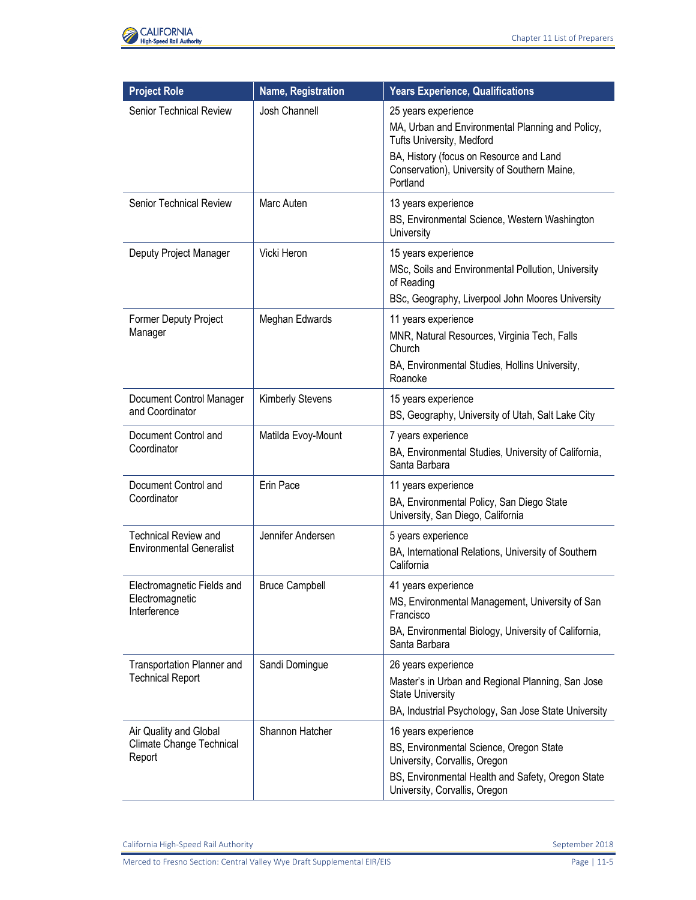| Project Role | Name, Registration | Years Experience, Qualifications |
| --- | --- | --- |
| Senior Technical Review | Josh Channell | 25 years experience<br>MA, Urban and Environmental Planning and Policy, Tufts University, Medford<br>BA, History (focus on Resource and Land Conservation), University of Southern Maine, Portland |
| Senior Technical Review | Marc Auten | 13 years experience<br>BS, Environmental Science, Western Washington University |
| Deputy Project Manager | Vicki Heron | 15 years experience<br>MSc, Soils and Environmental Pollution, University of Reading<br>BSc, Geography, Liverpool John Moores University |
| Former Deputy Project Manager | Meghan Edwards | 11 years experience<br>MNR, Natural Resources, Virginia Tech, Falls Church<br>BA, Environmental Studies, Hollins University, Roanoke |
| Document Control Manager and Coordinator | Kimberly Stevens | 15 years experience<br>BS, Geography, University of Utah, Salt Lake City |
| Document Control and Coordinator | Matilda Evoy-Mount | 7 years experience<br>BA, Environmental Studies, University of California, Santa Barbara |
| Document Control and Coordinator | Erin Pace | 11 years experience<br>BA, Environmental Policy, San Diego State University, San Diego, California |
| Technical Review and Environmental Generalist | Jennifer Andersen | 5 years experience<br>BA, International Relations, University of Southern California |
| Electromagnetic Fields and Electromagnetic Interference | Bruce Campbell | 41 years experience<br>MS, Environmental Management, University of San Francisco<br>BA, Environmental Biology, University of California, Santa Barbara |
| Transportation Planner and Technical Report | Sandi Domingue | 26 years experience<br>Master's in Urban and Regional Planning, San Jose State University<br>BA, Industrial Psychology, San Jose State University |
| Air Quality and Global Climate Change Technical Report | Shannon Hatcher | 16 years experience<br>BS, Environmental Science, Oregon State University, Corvallis, Oregon<br>BS, Environmental Health and Safety, Oregon State University, Corvallis, Oregon |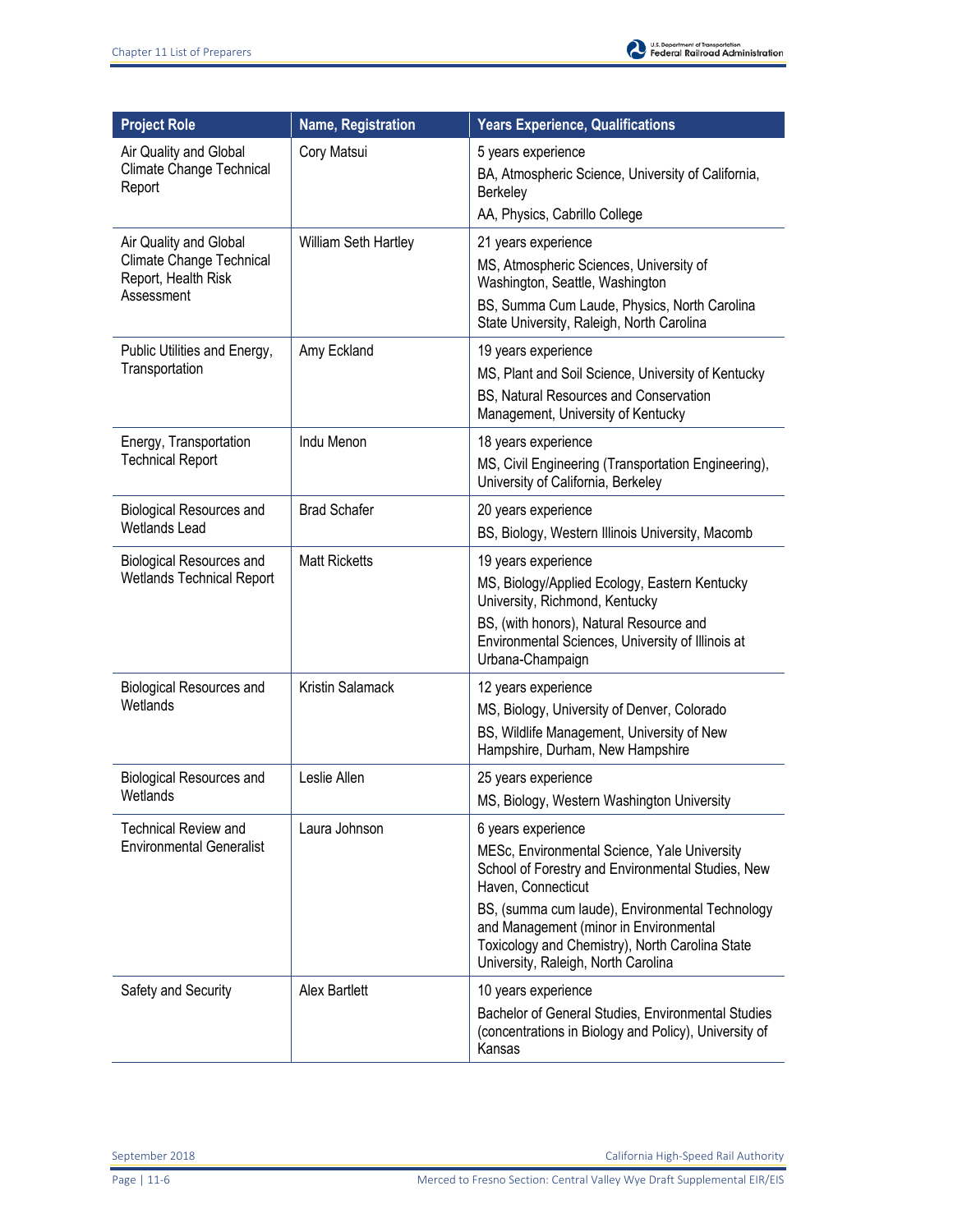| Project Role | Name, Registration | Years Experience, Qualifications |
|---|---|---|
| Air Quality and Global Climate Change Technical Report | Cory Matsui | 5 years experience<br>BA, Atmospheric Science, University of California, Berkeley<br>AA, Physics, Cabrillo College |
| Air Quality and Global Climate Change Technical Report, Health Risk Assessment | William Seth Hartley | 21 years experience<br>MS, Atmospheric Sciences, University of Washington, Seattle, Washington<br>BS, Summa Cum Laude, Physics, North Carolina State University, Raleigh, North Carolina |
| Public Utilities and Energy, Transportation | Amy Eckland | 19 years experience<br>MS, Plant and Soil Science, University of Kentucky<br>BS, Natural Resources and Conservation Management, University of Kentucky |
| Energy, Transportation Technical Report | Indu Menon | 18 years experience<br>MS, Civil Engineering (Transportation Engineering), University of California, Berkeley |
| Biological Resources and Wetlands Lead | Brad Schafer | 20 years experience<br>BS, Biology, Western Illinois University, Macomb |
| Biological Resources and Wetlands Technical Report | Matt Ricketts | 19 years experience<br>MS, Biology/Applied Ecology, Eastern Kentucky University, Richmond, Kentucky<br>BS, (with honors), Natural Resource and Environmental Sciences, University of Illinois at Urbana-Champaign |
| Biological Resources and Wetlands | Kristin Salamack | 12 years experience<br>MS, Biology, University of Denver, Colorado<br>BS, Wildlife Management, University of New Hampshire, Durham, New Hampshire |
| Biological Resources and Wetlands | Leslie Allen | 25 years experience<br>MS, Biology, Western Washington University |
| Technical Review and Environmental Generalist | Laura Johnson | 6 years experience<br>MESc, Environmental Science, Yale University School of Forestry and Environmental Studies, New Haven, Connecticut<br>BS, (summa cum laude), Environmental Technology and Management (minor in Environmental Toxicology and Chemistry), North Carolina State University, Raleigh, North Carolina |
| Safety and Security | Alex Bartlett | 10 years experience<br>Bachelor of General Studies, Environmental Studies (concentrations in Biology and Policy), University of Kansas |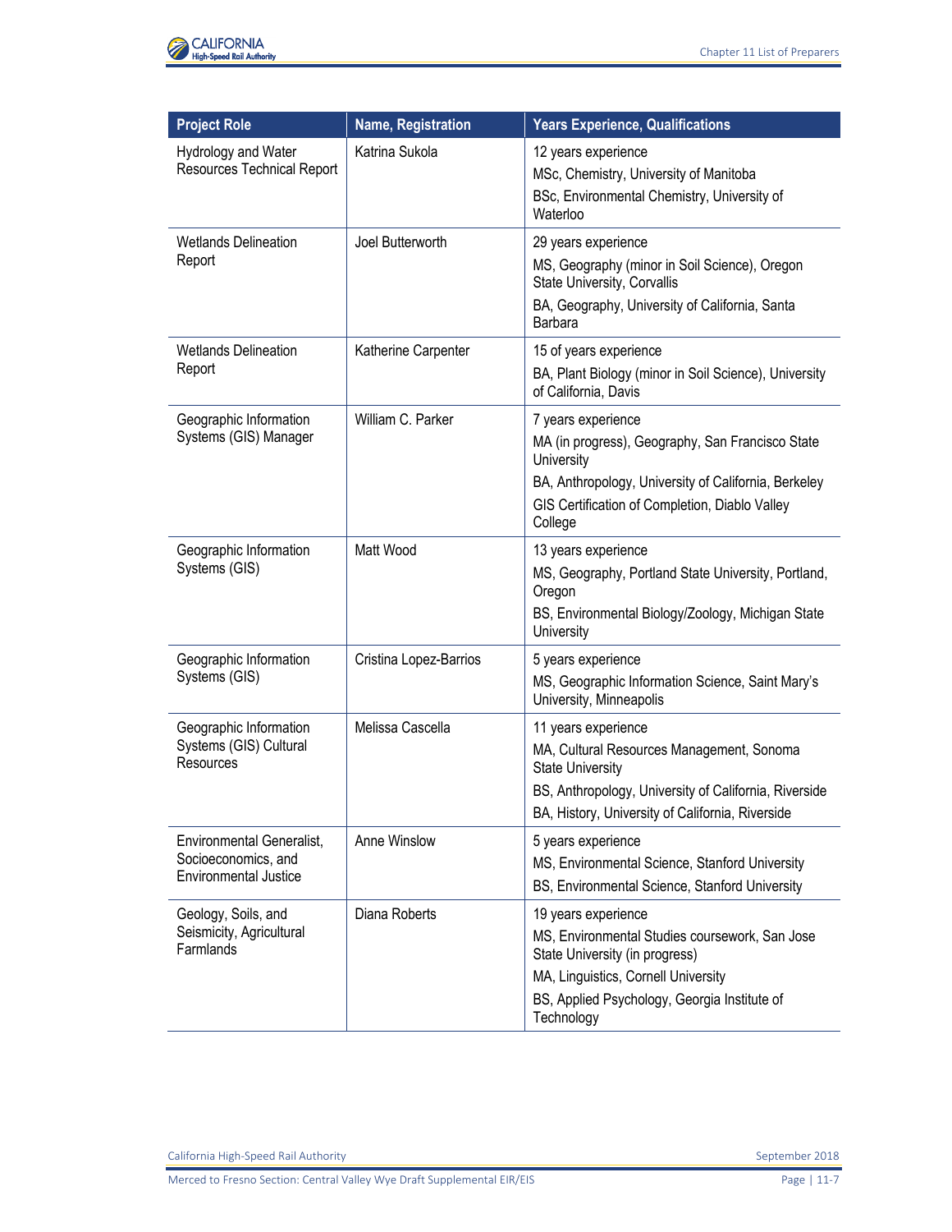| Project Role | Name, Registration | Years Experience, Qualifications |
|---|---|---|
| Hydrology and Water Resources Technical Report | Katrina Sukola | 12 years experience<br>MSc, Chemistry, University of Manitoba<br>BSc, Environmental Chemistry, University of Waterloo |
| Wetlands Delineation Report | Joel Butterworth | 29 years experience<br>MS, Geography (minor in Soil Science), Oregon State University, Corvallis<br>BA, Geography, University of California, Santa Barbara |
| Wetlands Delineation Report | Katherine Carpenter | 15 of years experience<br>BA, Plant Biology (minor in Soil Science), University of California, Davis |
| Geographic Information Systems (GIS) Manager | William C. Parker | 7 years experience<br>MA (in progress), Geography, San Francisco State University<br>BA, Anthropology, University of California, Berkeley<br>GIS Certification of Completion, Diablo Valley College |
| Geographic Information Systems (GIS) | Matt Wood | 13 years experience<br>MS, Geography, Portland State University, Portland, Oregon<br>BS, Environmental Biology/Zoology, Michigan State University |
| Geographic Information Systems (GIS) | Cristina Lopez-Barrios | 5 years experience<br>MS, Geographic Information Science, Saint Mary's University, Minneapolis |
| Geographic Information Systems (GIS) Cultural Resources | Melissa Cascella | 11 years experience<br>MA, Cultural Resources Management, Sonoma State University<br>BS, Anthropology, University of California, Riverside<br>BA, History, University of California, Riverside |
| Environmental Generalist, Socioeconomics, and Environmental Justice | Anne Winslow | 5 years experience<br>MS, Environmental Science, Stanford University<br>BS, Environmental Science, Stanford University |
| Geology, Soils, and Seismicity, Agricultural Farmlands | Diana Roberts | 19 years experience<br>MS, Environmental Studies coursework, San Jose State University (in progress)<br>MA, Linguistics, Cornell University<br>BS, Applied Psychology, Georgia Institute of Technology |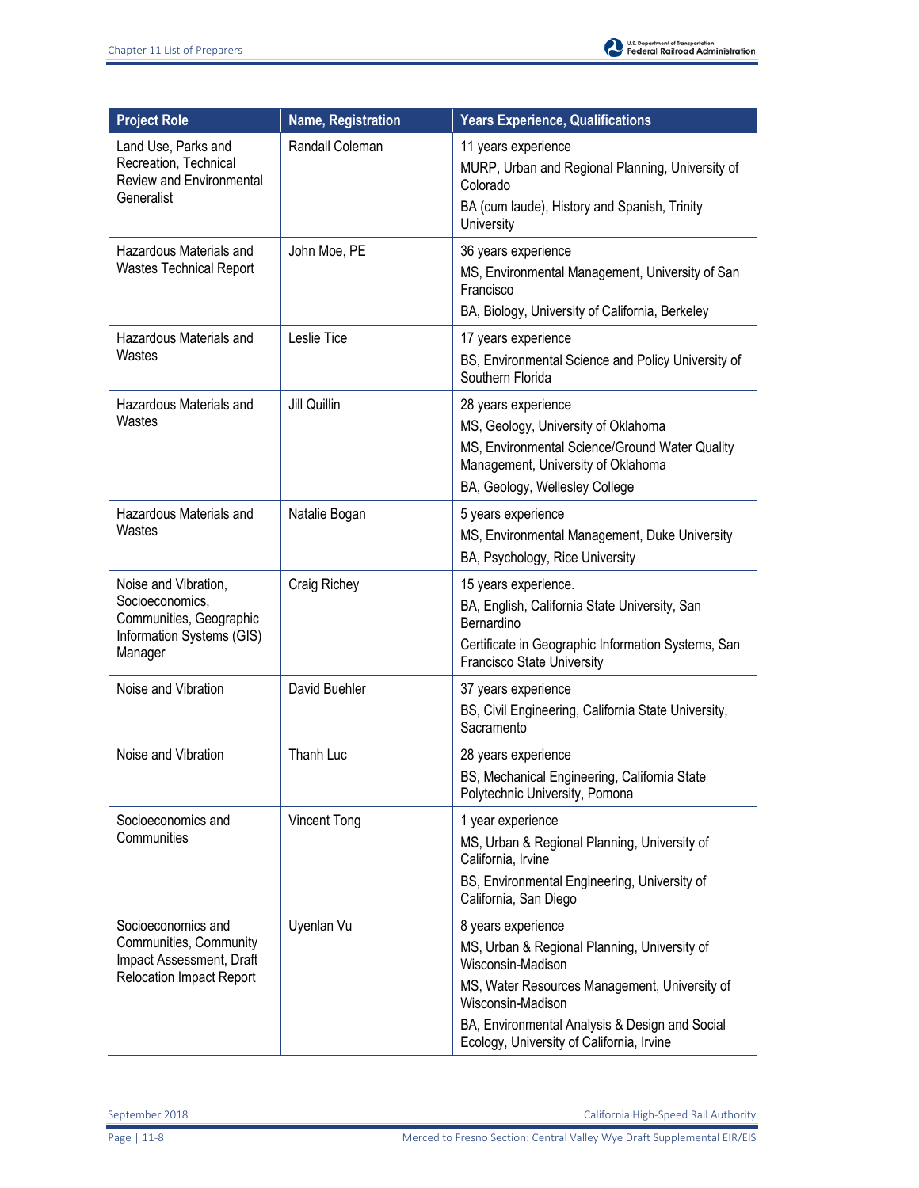| Project Role | Name, Registration | Years Experience, Qualifications |
|---|---|---|
| Land Use, Parks and Recreation, Technical Review and Environmental Generalist | Randall Coleman | 11 years experience<br>MURP, Urban and Regional Planning, University of Colorado<br>BA (cum laude), History and Spanish, Trinity University |
| Hazardous Materials and Wastes Technical Report | John Moe, PE | 36 years experience<br>MS, Environmental Management, University of San Francisco<br>BA, Biology, University of California, Berkeley |
| Hazardous Materials and Wastes | Leslie Tice | 17 years experience<br>BS, Environmental Science and Policy University of Southern Florida |
| Hazardous Materials and Wastes | Jill Quillin | 28 years experience<br>MS, Geology, University of Oklahoma<br>MS, Environmental Science/Ground Water Quality Management, University of Oklahoma<br>BA, Geology, Wellesley College |
| Hazardous Materials and Wastes | Natalie Bogan | 5 years experience<br>MS, Environmental Management, Duke University<br>BA, Psychology, Rice University |
| Noise and Vibration, Socioeconomics, Communities, Geographic Information Systems (GIS) Manager | Craig Richey | 15 years experience.<br>BA, English, California State University, San Bernardino<br>Certificate in Geographic Information Systems, San Francisco State University |
| Noise and Vibration | David Buehler | 37 years experience<br>BS, Civil Engineering, California State University, Sacramento |
| Noise and Vibration | Thanh Luc | 28 years experience<br>BS, Mechanical Engineering, California State Polytechnic University, Pomona |
| Socioeconomics and Communities | Vincent Tong | 1 year experience<br>MS, Urban & Regional Planning, University of California, Irvine<br>BS, Environmental Engineering, University of California, San Diego |
| Socioeconomics and Communities, Community Impact Assessment, Draft Relocation Impact Report | Uyenlan Vu | 8 years experience<br>MS, Urban & Regional Planning, University of Wisconsin-Madison<br>MS, Water Resources Management, University of Wisconsin-Madison<br>BA, Environmental Analysis & Design and Social Ecology, University of California, Irvine |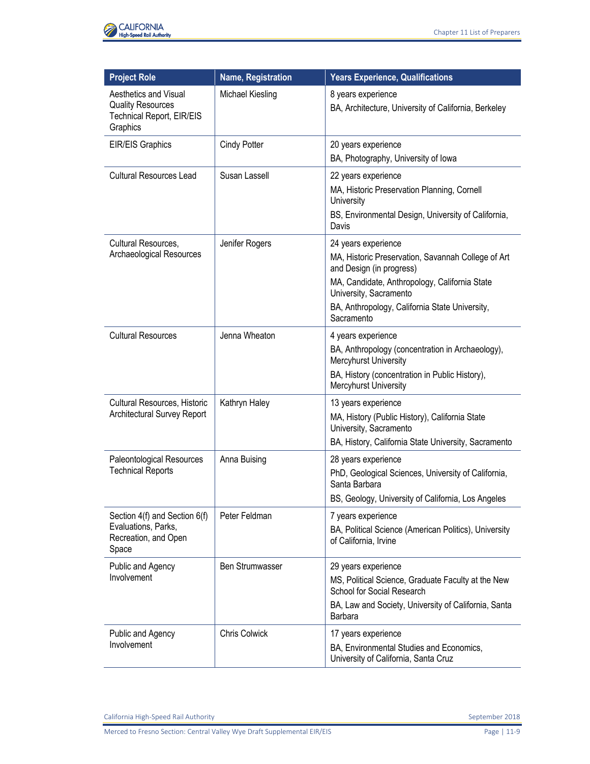| Project Role | Name, Registration | Years Experience, Qualifications |
|---|---|---|
| Aesthetics and Visual Quality Resources Technical Report, EIR/EIS Graphics | Michael Kiesling | 8 years experience<br>BA, Architecture, University of California, Berkeley |
| EIR/EIS Graphics | Cindy Potter | 20 years experience<br>BA, Photography, University of Iowa |
| Cultural Resources Lead | Susan Lassell | 22 years experience<br>MA, Historic Preservation Planning, Cornell University<br>BS, Environmental Design, University of California, Davis |
| Cultural Resources, Archaeological Resources | Jenifer Rogers | 24 years experience<br>MA, Historic Preservation, Savannah College of Art and Design (in progress)<br>MA, Candidate, Anthropology, California State University, Sacramento<br>BA, Anthropology, California State University, Sacramento |
| Cultural Resources | Jenna Wheaton | 4 years experience<br>BA, Anthropology (concentration in Archaeology), Mercyhurst University<br>BA, History (concentration in Public History), Mercyhurst University |
| Cultural Resources, Historic Architectural Survey Report | Kathryn Haley | 13 years experience<br>MA, History (Public History), California State University, Sacramento<br>BA, History, California State University, Sacramento |
| Paleontological Resources Technical Reports | Anna Buising | 28 years experience<br>PhD, Geological Sciences, University of California, Santa Barbara<br>BS, Geology, University of California, Los Angeles |
| Section 4(f) and Section 6(f) Evaluations, Parks, Recreation, and Open Space | Peter Feldman | 7 years experience<br>BA, Political Science (American Politics), University of California, Irvine |
| Public and Agency Involvement | Ben Strumwasser | 29 years experience<br>MS, Political Science, Graduate Faculty at the New School for Social Research<br>BA, Law and Society, University of California, Santa Barbara |
| Public and Agency Involvement | Chris Colwick | 17 years experience<br>BA, Environmental Studies and Economics, University of California, Santa Cruz |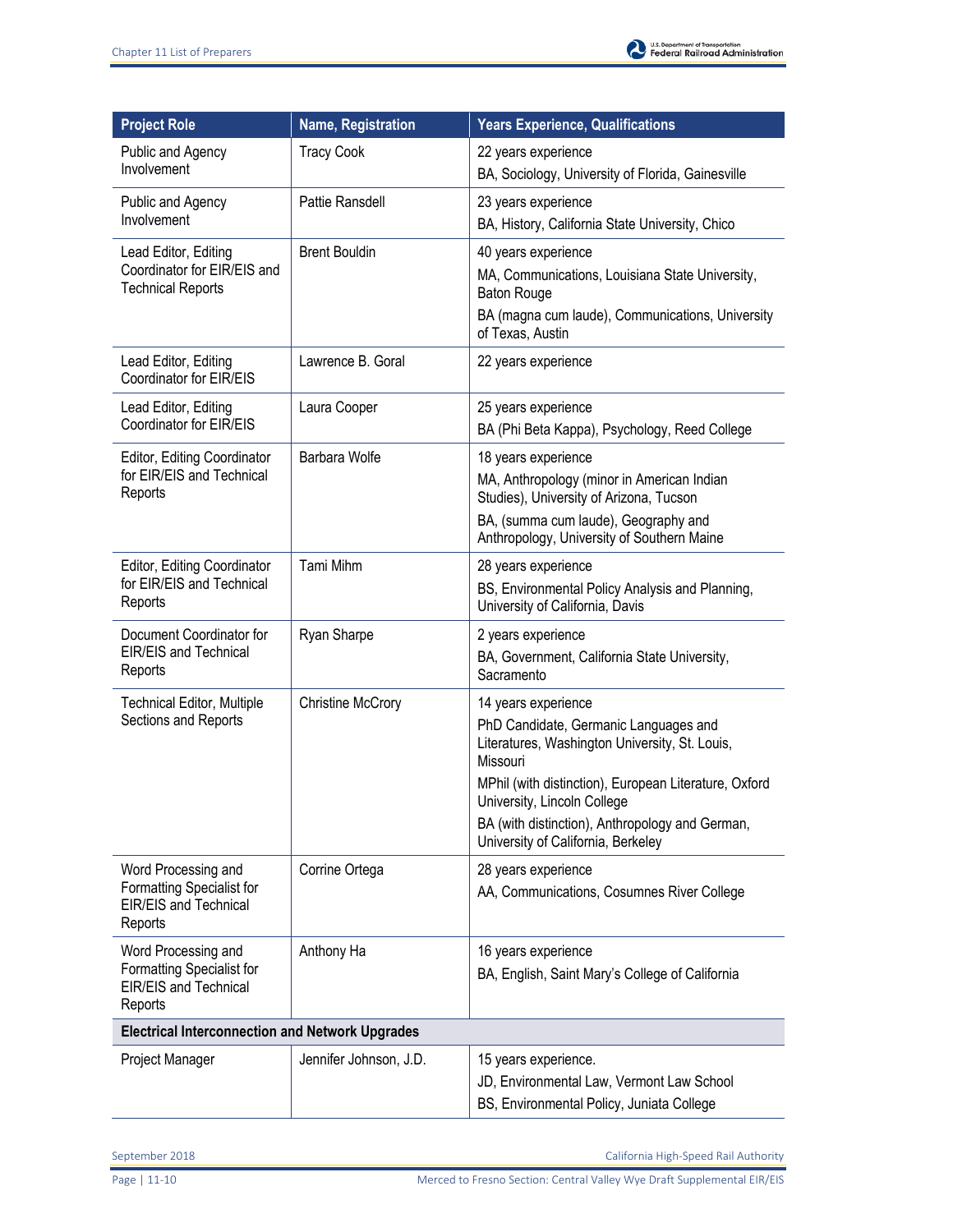| Project Role | Name, Registration | Years Experience, Qualifications |
|---|---|---|
| Public and Agency Involvement | Tracy Cook | 22 years experience<br>BA, Sociology, University of Florida, Gainesville |
| Public and Agency Involvement | Pattie Ransdell | 23 years experience<br>BA, History, California State University, Chico |
| Lead Editor, Editing Coordinator for EIR/EIS and Technical Reports | Brent Bouldin | 40 years experience<br>MA, Communications, Louisiana State University, Baton Rouge<br>BA (magna cum laude), Communications, University of Texas, Austin |
| Lead Editor, Editing Coordinator for EIR/EIS | Lawrence B. Goral | 22 years experience |
| Lead Editor, Editing Coordinator for EIR/EIS | Laura Cooper | 25 years experience<br>BA (Phi Beta Kappa), Psychology, Reed College |
| Editor, Editing Coordinator for EIR/EIS and Technical Reports | Barbara Wolfe | 18 years experience<br>MA, Anthropology (minor in American Indian Studies), University of Arizona, Tucson<br>BA, (summa cum laude), Geography and Anthropology, University of Southern Maine |
| Editor, Editing Coordinator for EIR/EIS and Technical Reports | Tami Mihm | 28 years experience<br>BS, Environmental Policy Analysis and Planning, University of California, Davis |
| Document Coordinator for EIR/EIS and Technical Reports | Ryan Sharpe | 2 years experience<br>BA, Government, California State University, Sacramento |
| Technical Editor, Multiple Sections and Reports | Christine McCrory | 14 years experience<br>PhD Candidate, Germanic Languages and Literatures, Washington University, St. Louis, Missouri<br>MPhil (with distinction), European Literature, Oxford University, Lincoln College<br>BA (with distinction), Anthropology and German, University of California, Berkeley |
| Word Processing and Formatting Specialist for EIR/EIS and Technical Reports | Corrine Ortega | 28 years experience<br>AA, Communications, Cosumnes River College |
| Word Processing and Formatting Specialist for EIR/EIS and Technical Reports | Anthony Ha | 16 years experience<br>BA, English, Saint Mary's College of California |
| **Electrical Interconnection and Network Upgrades** | | |
| Project Manager | Jennifer Johnson, J.D. | 15 years experience.<br>JD, Environmental Law, Vermont Law School<br>BS, Environmental Policy, Juniata College |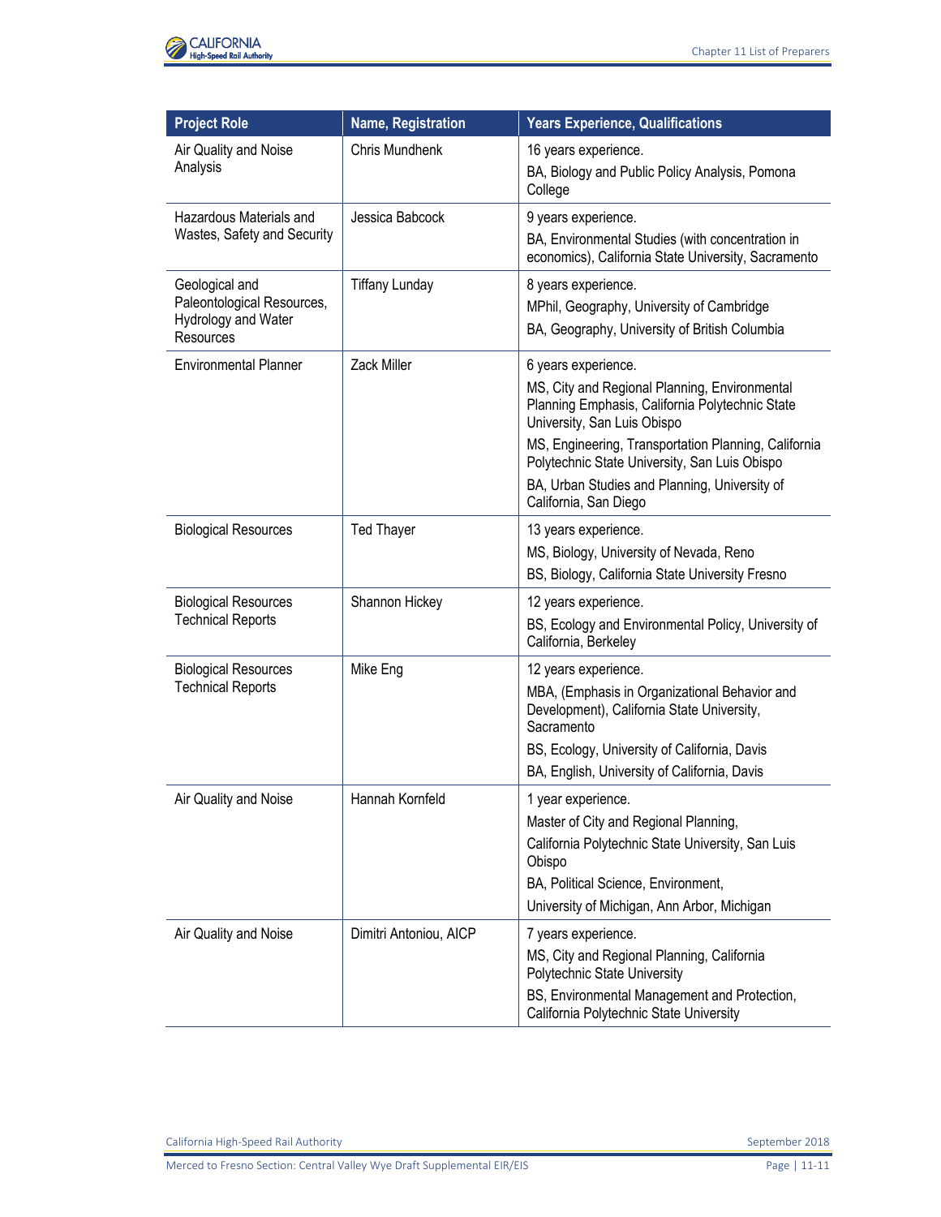| Project Role | Name, Registration | Years Experience, Qualifications |
|---|---|---|
| Air Quality and Noise Analysis | Chris Mundhenk | 16 years experience.<br>BA, Biology and Public Policy Analysis, Pomona College |
| Hazardous Materials and Wastes, Safety and Security | Jessica Babcock | 9 years experience.<br>BA, Environmental Studies (with concentration in economics), California State University, Sacramento |
| Geological and Paleontological Resources, Hydrology and Water Resources | Tiffany Lunday | 8 years experience.<br>MPhil, Geography, University of Cambridge<br>BA, Geography, University of British Columbia |
| Environmental Planner | Zack Miller | 6 years experience.<br>MS, City and Regional Planning, Environmental Planning Emphasis, California Polytechnic State University, San Luis Obispo<br>MS, Engineering, Transportation Planning, California Polytechnic State University, San Luis Obispo<br>BA, Urban Studies and Planning, University of California, San Diego |
| Biological Resources | Ted Thayer | 13 years experience.<br>MS, Biology, University of Nevada, Reno<br>BS, Biology, California State University Fresno |
| Biological Resources Technical Reports | Shannon Hickey | 12 years experience.<br>BS, Ecology and Environmental Policy, University of California, Berkeley |
| Biological Resources Technical Reports | Mike Eng | 12 years experience.<br>MBA, (Emphasis in Organizational Behavior and Development), California State University, Sacramento<br>BS, Ecology, University of California, Davis<br>BA, English, University of California, Davis |
| Air Quality and Noise | Hannah Kornfeld | 1 year experience.<br>Master of City and Regional Planning,<br>California Polytechnic State University, San Luis Obispo<br>BA, Political Science, Environment,<br>University of Michigan, Ann Arbor, Michigan |
| Air Quality and Noise | Dimitri Antoniou, AICP | 7 years experience.<br>MS, City and Regional Planning, California Polytechnic State University<br>BS, Environmental Management and Protection, California Polytechnic State University |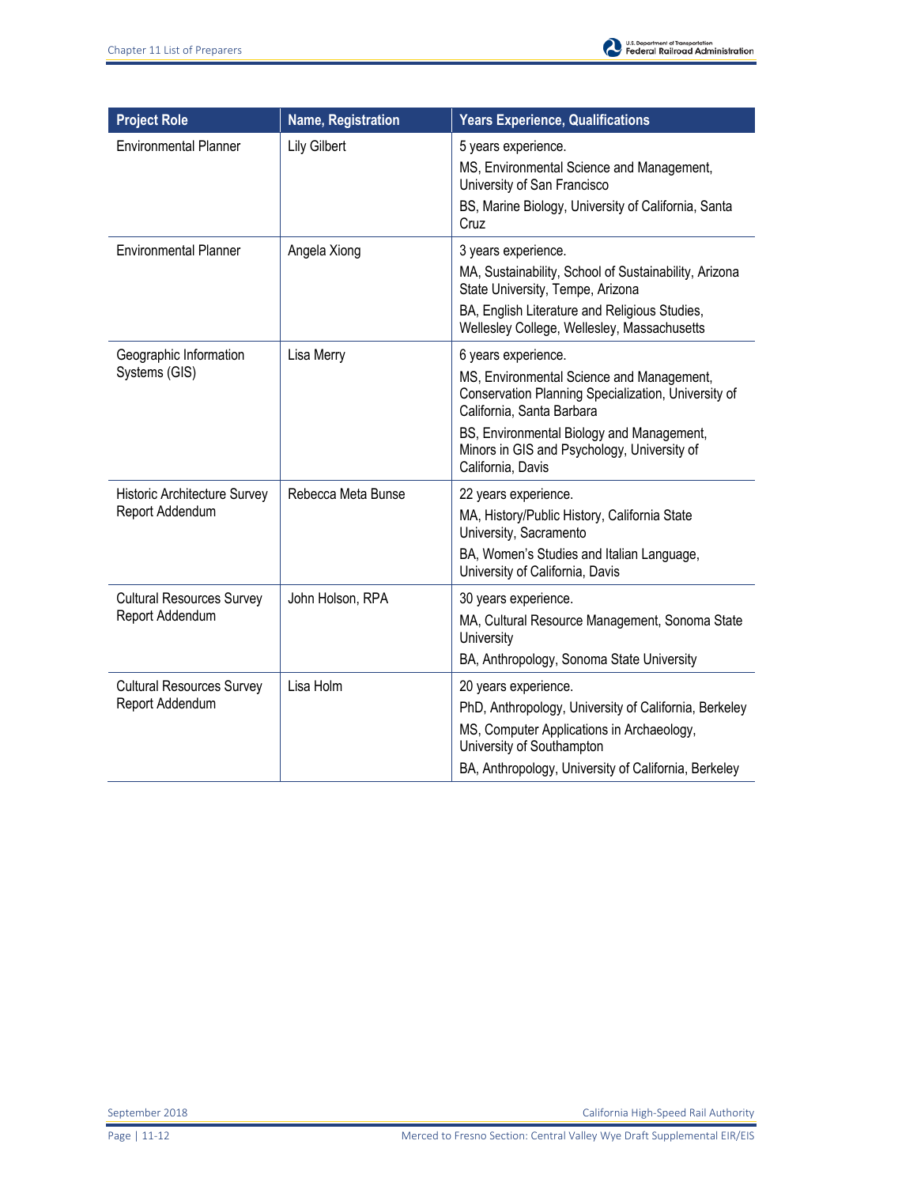| Project Role | Name, Registration | Years Experience, Qualifications |
|---|---|---|
| Environmental Planner | Lily Gilbert | 5 years experience.<br>MS, Environmental Science and Management, University of San Francisco<br>BS, Marine Biology, University of California, Santa Cruz |
| Environmental Planner | Angela Xiong | 3 years experience.<br>MA, Sustainability, School of Sustainability, Arizona State University, Tempe, Arizona<br>BA, English Literature and Religious Studies, Wellesley College, Wellesley, Massachusetts |
| Geographic Information Systems (GIS) | Lisa Merry | 6 years experience.<br>MS, Environmental Science and Management, Conservation Planning Specialization, University of California, Santa Barbara<br>BS, Environmental Biology and Management, Minors in GIS and Psychology, University of California, Davis |
| Historic Architecture Survey Report Addendum | Rebecca Meta Bunse | 22 years experience.<br>MA, History/Public History, California State University, Sacramento<br>BA, Women's Studies and Italian Language, University of California, Davis |
| Cultural Resources Survey Report Addendum | John Holson, RPA | 30 years experience.<br>MA, Cultural Resource Management, Sonoma State University<br>BA, Anthropology, Sonoma State University |
| Cultural Resources Survey Report Addendum | Lisa Holm | 20 years experience.<br>PhD, Anthropology, University of California, Berkeley<br>MS, Computer Applications in Archaeology, University of Southampton<br>BA, Anthropology, University of California, Berkeley |